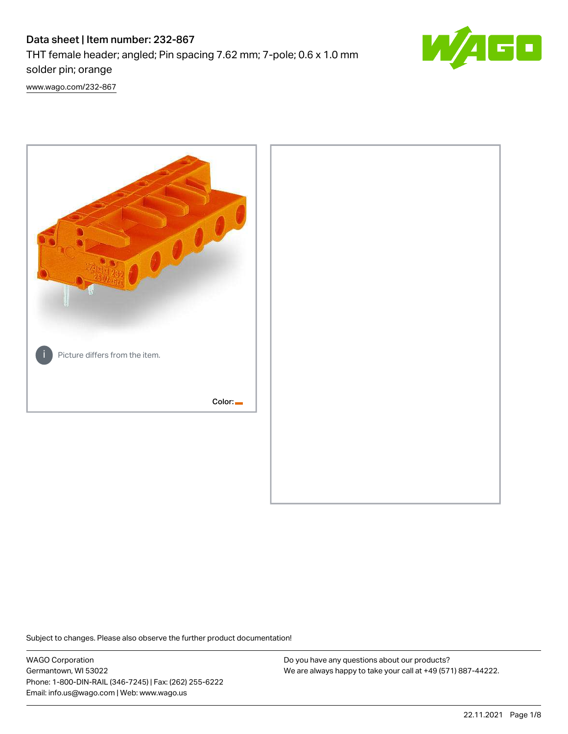# Data sheet | Item number: 232-867

THT female header; angled; Pin spacing 7.62 mm; 7-pole; 0.6 x 1.0 mm solder pin; orange

[www.wago.com/232-867](www.wago.com/232-867)

Picture differs from the item.

Color:

Subject to changes. Please also observe the further product documentation!

WAGO Corporation
Germantown, WI 53022
Phone: 1-800-DIN-RAIL (346-7245) | Fax: (262) 255-6222
Email: info.us@wago.com | Web: www.wago.us

Do you have any questions about our products?
We are always happy to take your call at +49 (571) 887-44222.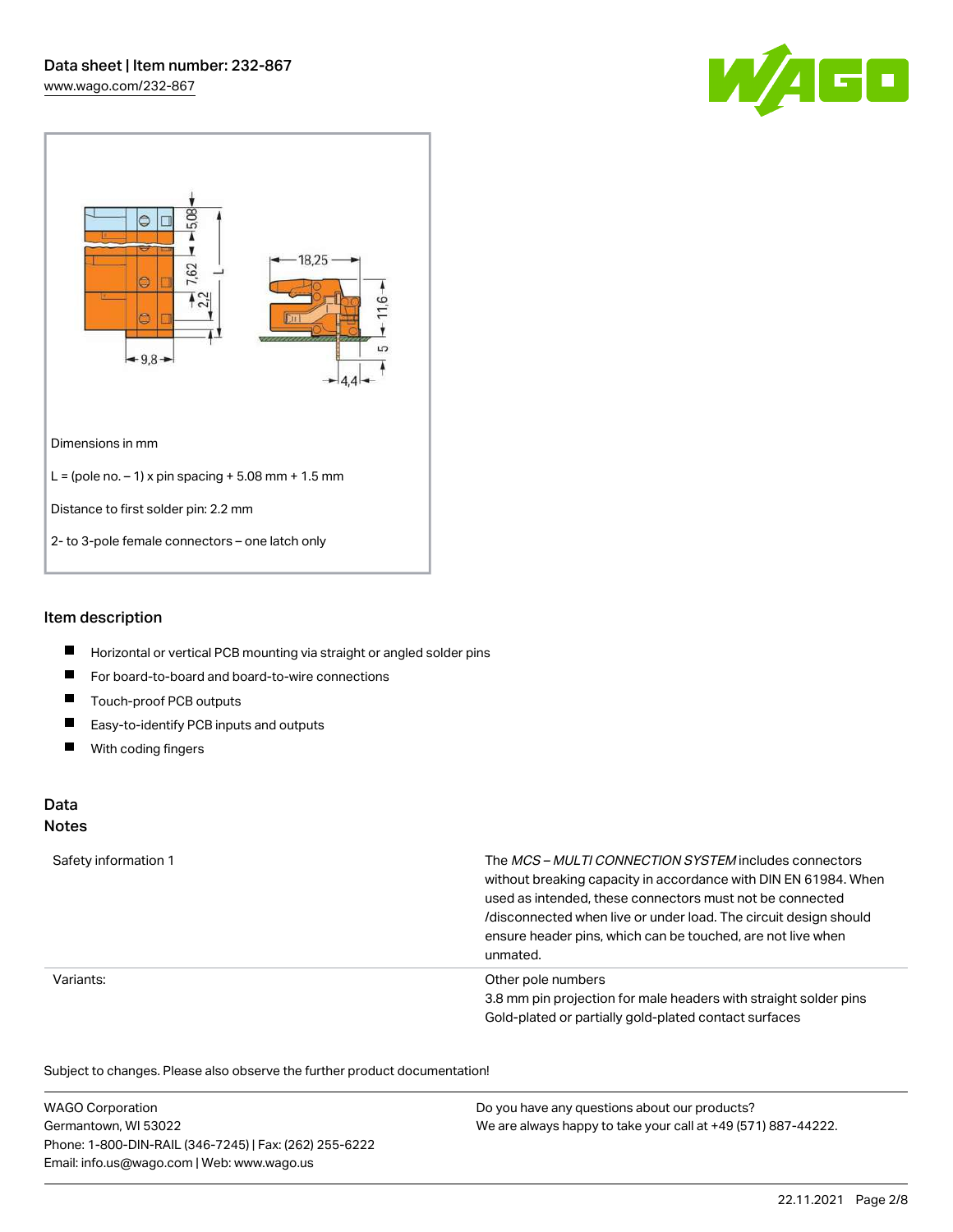Dimensions in mm

L = (pole no. – 1) x pin spacing + 5.08 mm + 1.5 mm

Distance to first solder pin: 2.2 mm

2- to 3-pole female connectors – one latch only

## Item description

- Horizontal or vertical PCB mounting via straight or angled solder pins
- For board-to-board and board-to-wire connections
- Touch-proof PCB outputs
- Easy-to-identify PCB inputs and outputs
- With coding fingers

## Data

### Notes

| | |
|---|---|
| Safety information 1 | The *MCS – MULTI CONNECTION SYSTEM* includes connectors without breaking capacity in accordance with DIN EN 61984. When used as intended, these connectors must not be connected /disconnected when live or under load. The circuit design should ensure header pins, which can be touched, are not live when unmated. |
| Variants: | Other pole numbers<br>3.8 mm pin projection for male headers with straight solder pins<br>Gold-plated or partially gold-plated contact surfaces |

Subject to changes. Please also observe the further product documentation!

WAGO Corporation
Germantown, WI 53022
Phone: 1-800-DIN-RAIL (346-7245) | Fax: (262) 255-6222
Email: info.us@wago.com | Web: www.wago.us

Do you have any questions about our products?
We are always happy to take your call at +49 (571) 887-44222.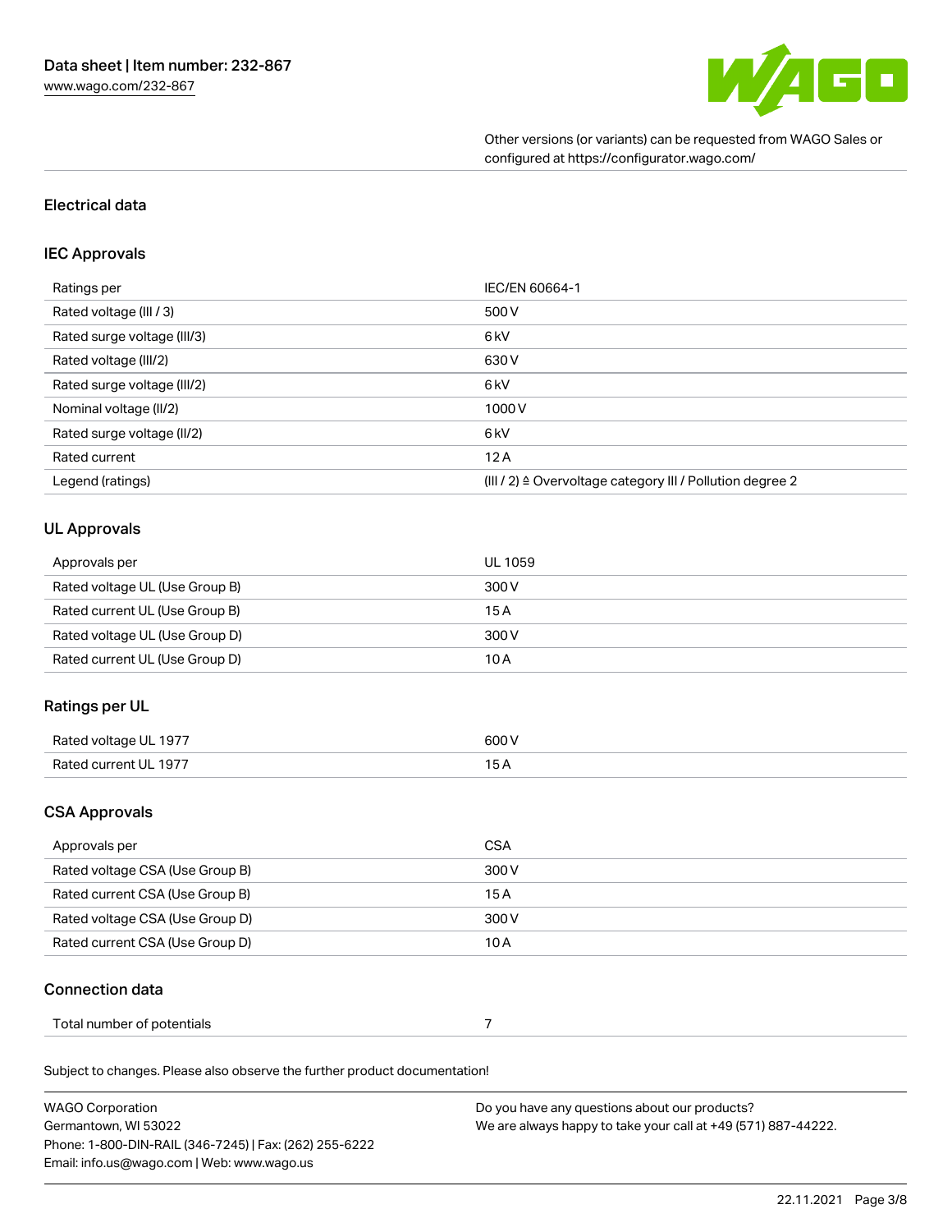Other versions (or variants) can be requested from WAGO Sales or configured at https://configurator.wago.com/

## Electrical data

### IEC Approvals

| | |
|---|---|
| Ratings per | IEC/EN 60664-1 |
| Rated voltage (III / 3) | 500 V |
| Rated surge voltage (III/3) | 6 kV |
| Rated voltage (III/2) | 630 V |
| Rated surge voltage (III/2) | 6 kV |
| Nominal voltage (II/2) | 1000 V |
| Rated surge voltage (II/2) | 6 kV |
| Rated current | 12 A |
| Legend (ratings) | (III / 2) ≙ Overvoltage category III / Pollution degree 2 |

### UL Approvals

| | |
|---|---|
| Approvals per | UL 1059 |
| Rated voltage UL (Use Group B) | 300 V |
| Rated current UL (Use Group B) | 15 A |
| Rated voltage UL (Use Group D) | 300 V |
| Rated current UL (Use Group D) | 10 A |

### Ratings per UL

| | |
|---|---|
| Rated voltage UL 1977 | 600 V |
| Rated current UL 1977 | 15 A |

### CSA Approvals

| | |
|---|---|
| Approvals per | CSA |
| Rated voltage CSA (Use Group B) | 300 V |
| Rated current CSA (Use Group B) | 15 A |
| Rated voltage CSA (Use Group D) | 300 V |
| Rated current CSA (Use Group D) | 10 A |

## Connection data

| | |
|---|---|
| Total number of potentials | 7 |

Subject to changes. Please also observe the further product documentation!

WAGO Corporation
Germantown, WI 53022
Phone: 1-800-DIN-RAIL (346-7245) | Fax: (262) 255-6222
Email: info.us@wago.com | Web: www.wago.us

Do you have any questions about our products?
We are always happy to take your call at +49 (571) 887-44222.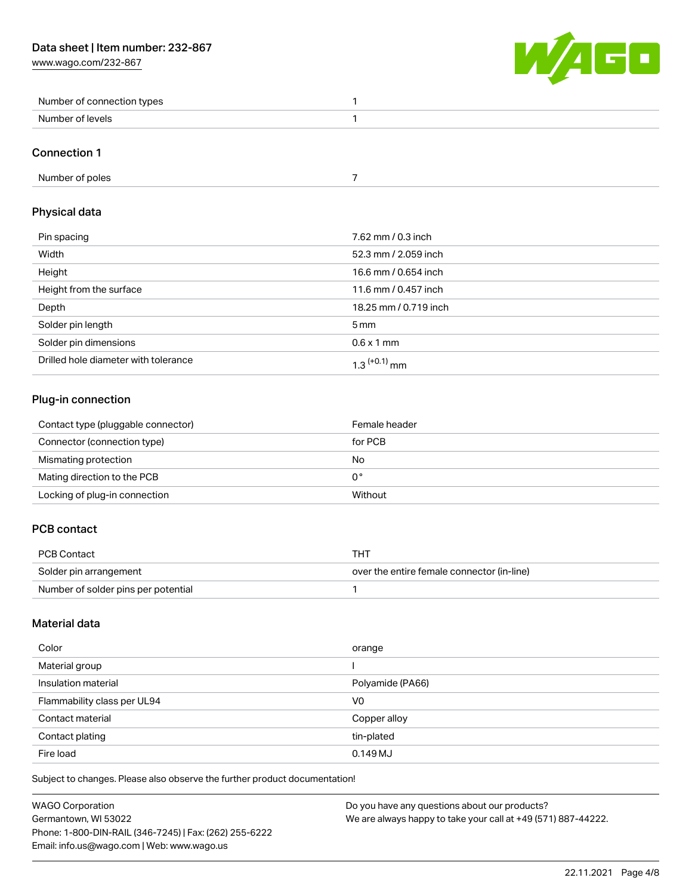| | |
|---|---|
| Number of connection types | 1 |
| Number of levels | 1 |

## Connection 1

| | |
|---|---|
| Number of poles | 7 |

## Physical data

| | |
|---|---|
| Pin spacing | 7.62 mm / 0.3 inch |
| Width | 52.3 mm / 2.059 inch |
| Height | 16.6 mm / 0.654 inch |
| Height from the surface | 11.6 mm / 0.457 inch |
| Depth | 18.25 mm / 0.719 inch |
| Solder pin length | 5 mm |
| Solder pin dimensions | 0.6 x 1 mm |
| Drilled hole diameter with tolerance | $1.3^{(+0.1)}$ mm |

## Plug-in connection

| | |
|---|---|
| Contact type (pluggable connector) | Female header |
| Connector (connection type) | for PCB |
| Mismating protection | No |
| Mating direction to the PCB | 0° |
| Locking of plug-in connection | Without |

## PCB contact

| | |
|---|---|
| PCB Contact | THT |
| Solder pin arrangement | over the entire female connector (in-line) |
| Number of solder pins per potential | 1 |

## Material data

| | |
|---|---|
| Color | orange |
| Material group | I |
| Insulation material | Polyamide (PA66) |
| Flammability class per UL94 | V0 |
| Contact material | Copper alloy |
| Contact plating | tin-plated |
| Fire load | 0.149 MJ |

Subject to changes. Please also observe the further product documentation!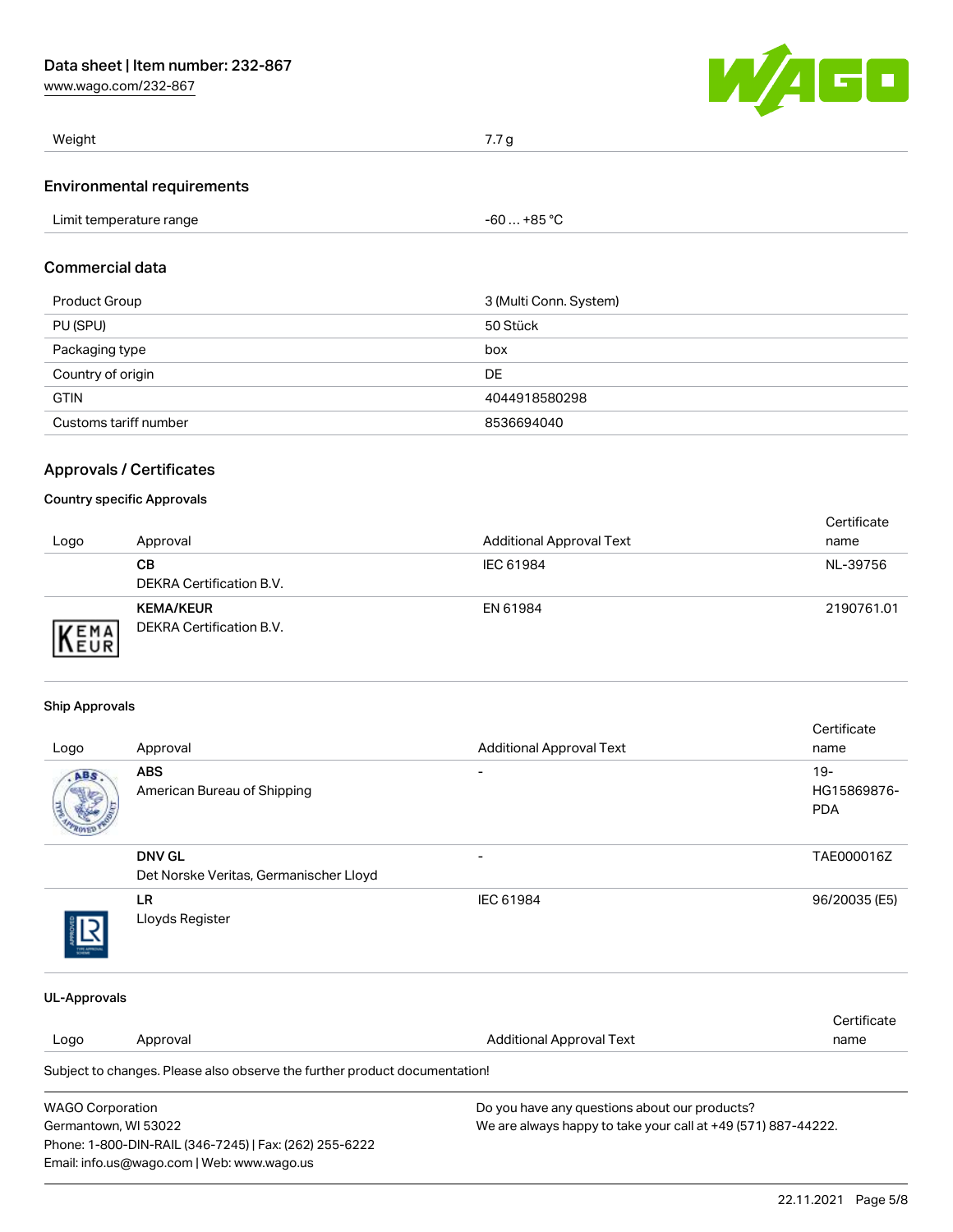| Weight | 7.7 g |
| --- | --- |

## Environmental requirements

| Limit temperature range | -60 … +85 °C |
| --- | --- |

## Commercial data

| Product Group | 3 (Multi Conn. System) |
| --- | --- |
| PU (SPU) | 50 Stück |
| Packaging type | box |
| Country of origin | DE |
| GTIN | 4044918580298 |
| Customs tariff number | 8536694040 |

## Approvals / Certificates

### Country specific Approvals

| Logo | Approval | Additional Approval Text | Certificate name |
| --- | --- | --- | --- |
| | **CB** DEKRA Certification B.V. | IEC 61984 | NL-39756 |
| | **KEMA/KEUR** DEKRA Certification B.V. | EN 61984 | 2190761.01 |

### Ship Approvals

| Logo | Approval | Additional Approval Text | Certificate name |
| --- | --- | --- | --- |
| | **ABS** American Bureau of Shipping | - | 19-HG15869876-PDA |
| | **DNV GL** Det Norske Veritas, Germanischer Lloyd | - | TAE000016Z |
| | **LR** Lloyds Register | IEC 61984 | 96/20035 (E5) |

### UL-Approvals

| Logo | Approval | Additional Approval Text | Certificate name |
| --- | --- | --- | --- |

Subject to changes. Please also observe the further product documentation!

WAGO Corporation
Germantown, WI 53022
Phone: 1-800-DIN-RAIL (346-7245) | Fax: (262) 255-6222
Email: info.us@wago.com | Web: www.wago.us

Do you have any questions about our products?
We are always happy to take your call at +49 (571) 887-44222.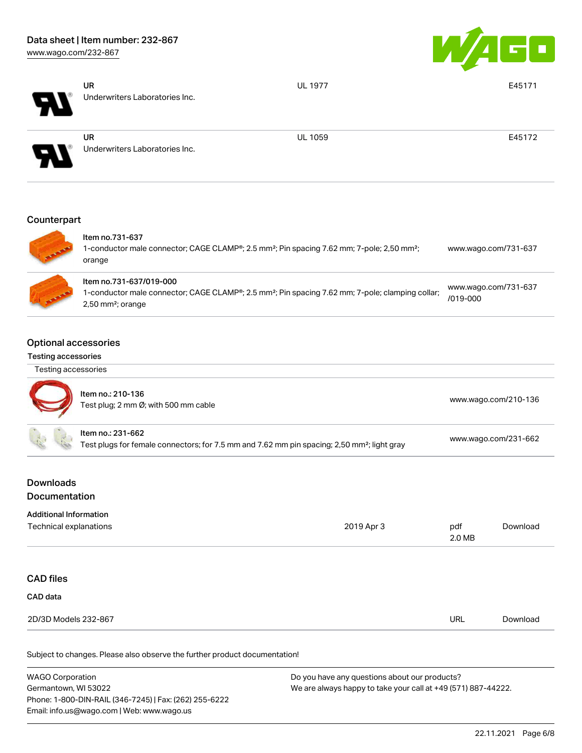| | | | |
|---|---|---|---|
| | UR<br>Underwriters Laboratories Inc. | UL 1977 | E45171 |
| | UR<br>Underwriters Laboratories Inc. | UL 1059 | E45172 |

## Counterpart

| | | |
|---|---|---|
| | Item no.731-637<br>1-conductor male connector; CAGE CLAMP®; 2.5 mm²; Pin spacing 7.62 mm; 7-pole; 2,50 mm²; orange | www.wago.com/731-637 |
| | Item no.731-637/019-000<br>1-conductor male connector; CAGE CLAMP®; 2.5 mm²; Pin spacing 7.62 mm; 7-pole; clamping collar; 2,50 mm²; orange | www.wago.com/731-637/019-000 |

## Optional accessories

### Testing accessories

Testing accessories

| | | |
|---|---|---|
| | Item no.: 210-136<br>Test plug; 2 mm Ø; with 500 mm cable | www.wago.com/210-136 |
| | Item no.: 231-662<br>Test plugs for female connectors; for 7.5 mm and 7.62 mm pin spacing; 2,50 mm²; light gray | www.wago.com/231-662 |

## Downloads

## Documentation

### Additional Information

| | | | |
|---|---|---|---|
| Technical explanations | 2019 Apr 3 | pdf<br>2.0 MB | Download |

## CAD files

### CAD data

| | | |
|---|---|---|
| 2D/3D Models 232-867 | URL | Download |

Subject to changes. Please also observe the further product documentation!

WAGO Corporation
Germantown, WI 53022
Phone: 1-800-DIN-RAIL (346-7245) | Fax: (262) 255-6222
Email: info.us@wago.com | Web: www.wago.us

Do you have any questions about our products?
We are always happy to take your call at +49 (571) 887-44222.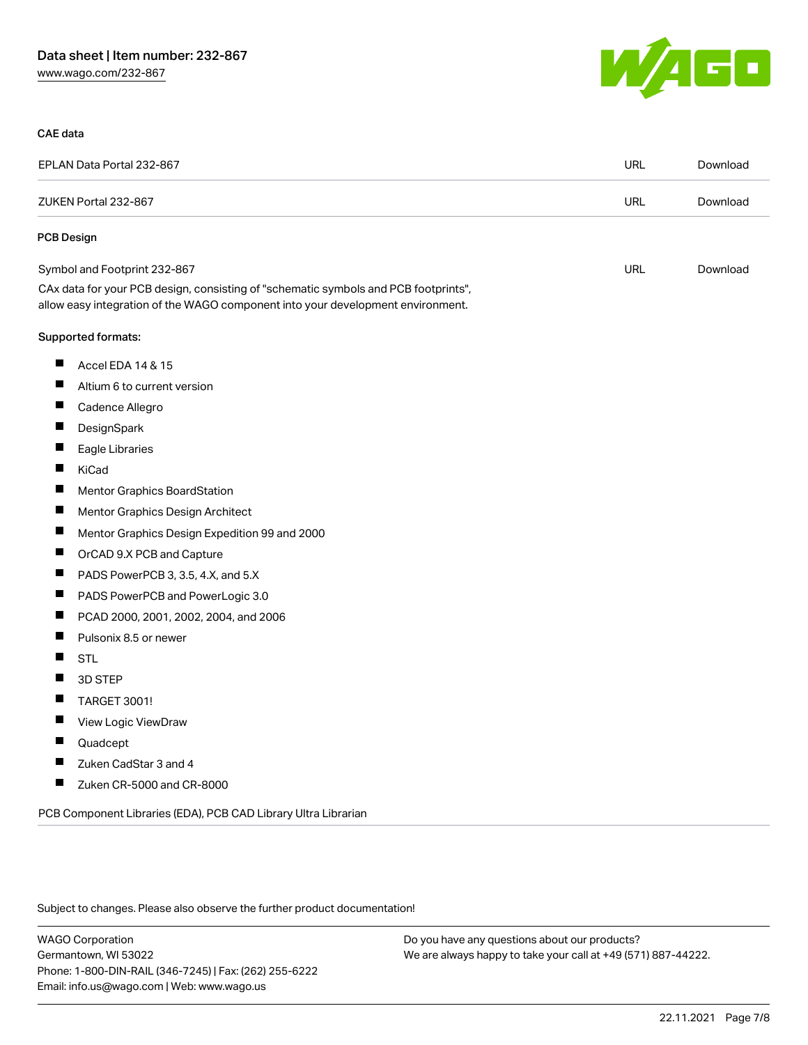### CAE data

| | | |
|---|---|---|
| EPLAN Data Portal 232-867 | URL | Download |
| ZUKEN Portal 232-867 | URL | Download |

### PCB Design

| | | |
|---|---|---|
| Symbol and Footprint 232-867 | URL | Download |

CAx data for your PCB design, consisting of "schematic symbols and PCB footprints", allow easy integration of the WAGO component into your development environment.

Supported formats:

- Accel EDA 14 & 15
- Altium 6 to current version
- Cadence Allegro
- DesignSpark
- Eagle Libraries
- KiCad
- Mentor Graphics BoardStation
- Mentor Graphics Design Architect
- Mentor Graphics Design Expedition 99 and 2000
- OrCAD 9.X PCB and Capture
- PADS PowerPCB 3, 3.5, 4.X, and 5.X
- PADS PowerPCB and PowerLogic 3.0
- PCAD 2000, 2001, 2002, 2004, and 2006
- Pulsonix 8.5 or newer
- STL
- 3D STEP
- TARGET 3001!
- View Logic ViewDraw
- Quadcept
- Zuken CadStar 3 and 4
- Zuken CR-5000 and CR-8000

PCB Component Libraries (EDA), PCB CAD Library Ultra Librarian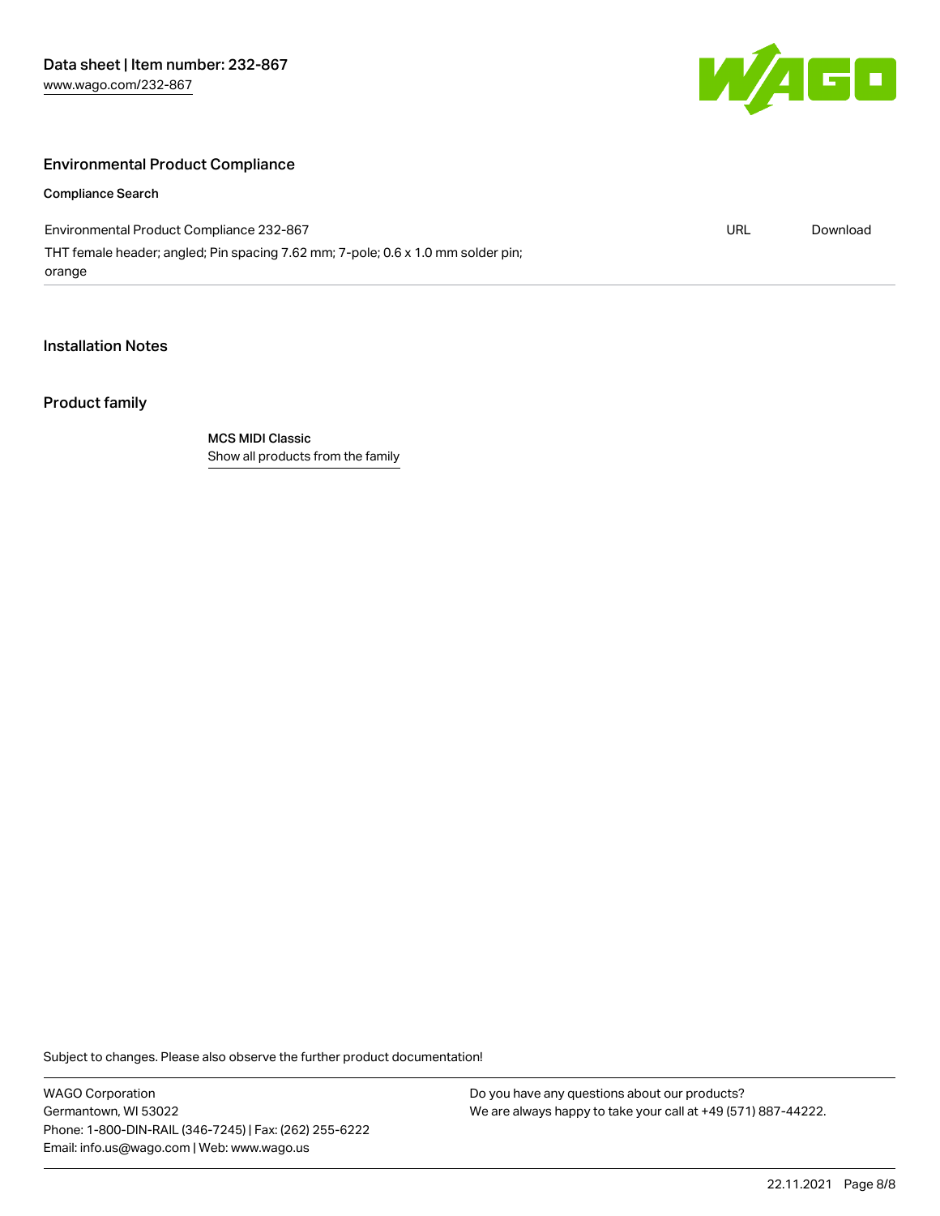## Environmental Product Compliance

### Compliance Search

| | | |
|---|---|---|
| Environmental Product Compliance 232-867 | URL | Download |
| THT female header; angled; Pin spacing 7.62 mm; 7-pole; 0.6 x 1.0 mm solder pin; orange | | |

## Installation Notes

## Product family

**MCS MIDI Classic**
Show all products from the family

Subject to changes. Please also observe the further product documentation!

WAGO Corporation
Germantown, WI 53022
Phone: 1-800-DIN-RAIL (346-7245) | Fax: (262) 255-6222
Email: info.us@wago.com | Web: www.wago.us

Do you have any questions about our products?
We are always happy to take your call at +49 (571) 887-44222.